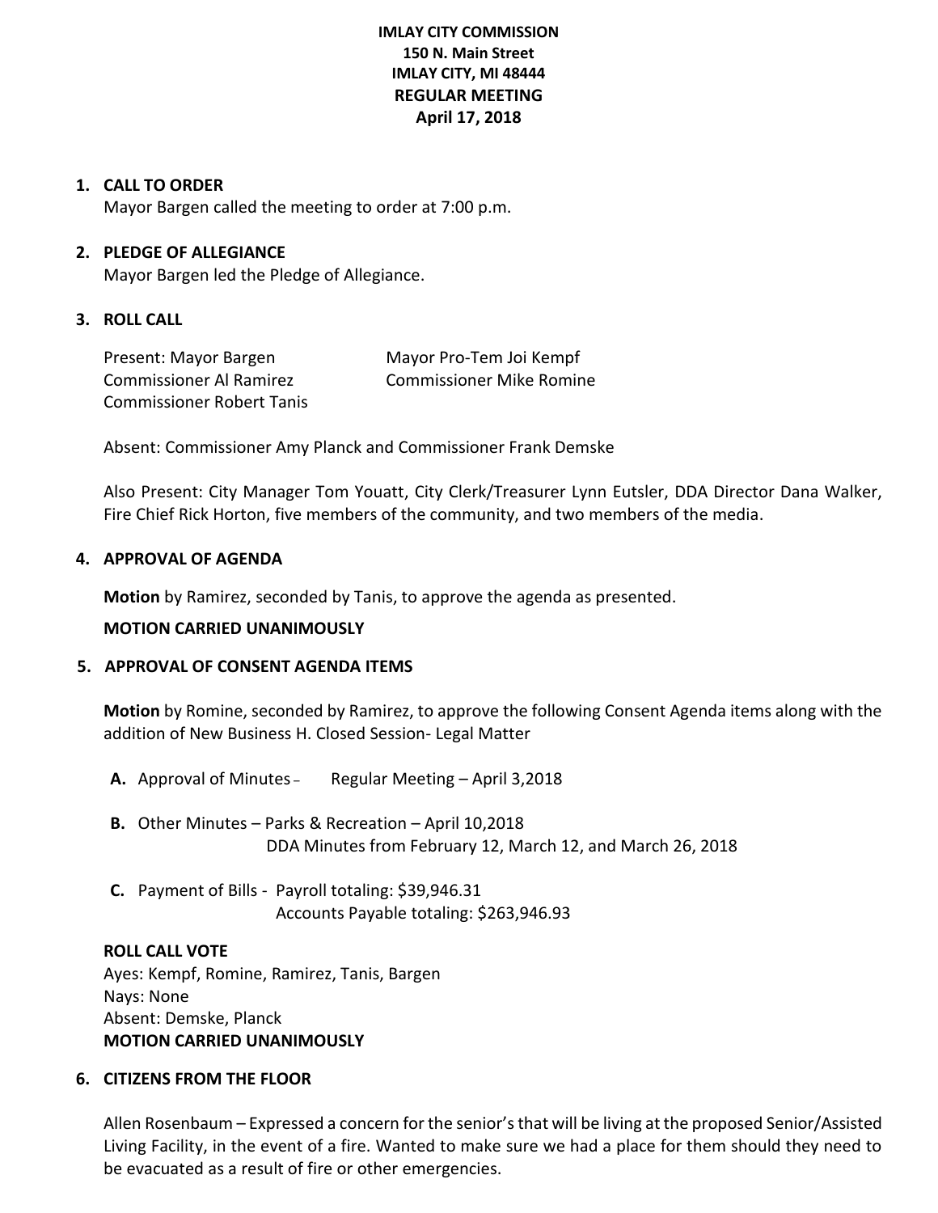**IMLAY CITY COMMISSION**
**150 N. Main Street**
**IMLAY CITY, MI 48444**
**REGULAR MEETING**
**April 17, 2018**

1. **CALL TO ORDER**
   Mayor Bargen called the meeting to order at 7:00 p.m.

2. **PLEDGE OF ALLEGIANCE**
   Mayor Bargen led the Pledge of Allegiance.

3. **ROLL CALL**

   Present: Mayor Bargen
   Mayor Pro-Tem Joi Kempf
   Commissioner Al Ramirez
   Commissioner Mike Romine
   Commissioner Robert Tanis

   Absent: Commissioner Amy Planck and Commissioner Frank Demske

   Also Present: City Manager Tom Youatt, City Clerk/Treasurer Lynn Eutsler, DDA Director Dana Walker, Fire Chief Rick Horton, five members of the community, and two members of the media.

4. **APPROVAL OF AGENDA**

   **Motion** by Ramirez, seconded by Tanis, to approve the agenda as presented.

   **MOTION CARRIED UNANIMOUSLY**

5. **APPROVAL OF CONSENT AGENDA ITEMS**

   **Motion** by Romine, seconded by Ramirez, to approve the following Consent Agenda items along with the addition of New Business H. Closed Session- Legal Matter

   **A.** Approval of Minutes – Regular Meeting – April 3,2018

   **B.** Other Minutes – Parks & Recreation – April 10,2018
   DDA Minutes from February 12, March 12, and March 26, 2018

   **C.** Payment of Bills - Payroll totaling: $39,946.31
   Accounts Payable totaling: $263,946.93

   **ROLL CALL VOTE**
   Ayes: Kempf, Romine, Ramirez, Tanis, Bargen
   Nays: None
   Absent: Demske, Planck
   **MOTION CARRIED UNANIMOUSLY**

6. **CITIZENS FROM THE FLOOR**

   Allen Rosenbaum – Expressed a concern for the senior's that will be living at the proposed Senior/Assisted Living Facility, in the event of a fire. Wanted to make sure we had a place for them should they need to be evacuated as a result of fire or other emergencies.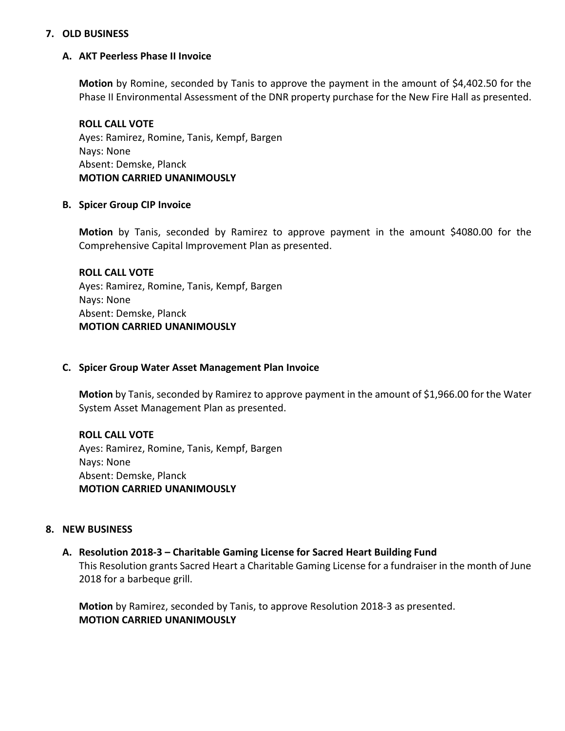## 7. OLD BUSINESS

### A. AKT Peerless Phase II Invoice

**Motion** by Romine, seconded by Tanis to approve the payment in the amount of $4,402.50 for the Phase II Environmental Assessment of the DNR property purchase for the New Fire Hall as presented.

**ROLL CALL VOTE**
Ayes: Ramirez, Romine, Tanis, Kempf, Bargen
Nays: None
Absent: Demske, Planck
**MOTION CARRIED UNANIMOUSLY**

### B. Spicer Group CIP Invoice

**Motion** by Tanis, seconded by Ramirez to approve payment in the amount $4080.00 for the Comprehensive Capital Improvement Plan as presented.

**ROLL CALL VOTE**
Ayes: Ramirez, Romine, Tanis, Kempf, Bargen
Nays: None
Absent: Demske, Planck
**MOTION CARRIED UNANIMOUSLY**

### C. Spicer Group Water Asset Management Plan Invoice

**Motion** by Tanis, seconded by Ramirez to approve payment in the amount of $1,966.00 for the Water System Asset Management Plan as presented.

**ROLL CALL VOTE**
Ayes: Ramirez, Romine, Tanis, Kempf, Bargen
Nays: None
Absent: Demske, Planck
**MOTION CARRIED UNANIMOUSLY**

## 8. NEW BUSINESS

### A. Resolution 2018-3 – Charitable Gaming License for Sacred Heart Building Fund

This Resolution grants Sacred Heart a Charitable Gaming License for a fundraiser in the month of June 2018 for a barbeque grill.

**Motion** by Ramirez, seconded by Tanis, to approve Resolution 2018-3 as presented.
**MOTION CARRIED UNANIMOUSLY**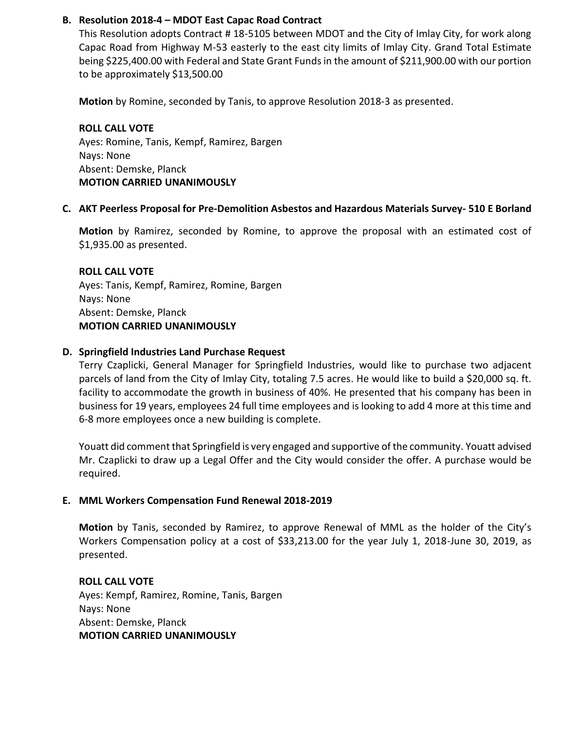**B. Resolution 2018-4 – MDOT East Capac Road Contract**

This Resolution adopts Contract # 18-5105 between MDOT and the City of Imlay City, for work along Capac Road from Highway M-53 easterly to the east city limits of Imlay City. Grand Total Estimate being $225,400.00 with Federal and State Grant Funds in the amount of $211,900.00 with our portion to be approximately $13,500.00

**Motion** by Romine, seconded by Tanis, to approve Resolution 2018-3 as presented.

**ROLL CALL VOTE**
Ayes: Romine, Tanis, Kempf, Ramirez, Bargen
Nays: None
Absent: Demske, Planck
**MOTION CARRIED UNANIMOUSLY**

**C. AKT Peerless Proposal for Pre-Demolition Asbestos and Hazardous Materials Survey- 510 E Borland**

**Motion** by Ramirez, seconded by Romine, to approve the proposal with an estimated cost of $1,935.00 as presented.

**ROLL CALL VOTE**
Ayes: Tanis, Kempf, Ramirez, Romine, Bargen
Nays: None
Absent: Demske, Planck
**MOTION CARRIED UNANIMOUSLY**

**D. Springfield Industries Land Purchase Request**

Terry Czaplicki, General Manager for Springfield Industries, would like to purchase two adjacent parcels of land from the City of Imlay City, totaling 7.5 acres. He would like to build a $20,000 sq. ft. facility to accommodate the growth in business of 40%. He presented that his company has been in business for 19 years, employees 24 full time employees and is looking to add 4 more at this time and 6-8 more employees once a new building is complete.

Youatt did comment that Springfield is very engaged and supportive of the community. Youatt advised Mr. Czaplicki to draw up a Legal Offer and the City would consider the offer. A purchase would be required.

**E. MML Workers Compensation Fund Renewal 2018-2019**

**Motion** by Tanis, seconded by Ramirez, to approve Renewal of MML as the holder of the City's Workers Compensation policy at a cost of $33,213.00 for the year July 1, 2018-June 30, 2019, as presented.

**ROLL CALL VOTE**
Ayes: Kempf, Ramirez, Romine, Tanis, Bargen
Nays: None
Absent: Demske, Planck
**MOTION CARRIED UNANIMOUSLY**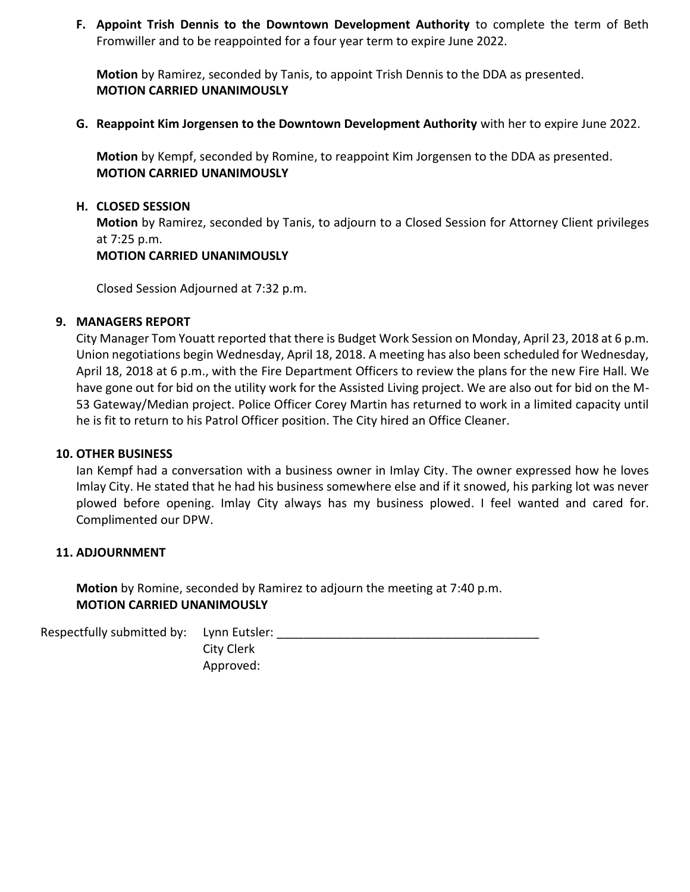**F. Appoint Trish Dennis to the Downtown Development Authority** to complete the term of Beth Fromwiller and to be reappointed for a four year term to expire June 2022.

**Motion** by Ramirez, seconded by Tanis, to appoint Trish Dennis to the DDA as presented.
**MOTION CARRIED UNANIMOUSLY**

**G. Reappoint Kim Jorgensen to the Downtown Development Authority** with her to expire June 2022.

**Motion** by Kempf, seconded by Romine, to reappoint Kim Jorgensen to the DDA as presented.
**MOTION CARRIED UNANIMOUSLY**

**H. CLOSED SESSION**

**Motion** by Ramirez, seconded by Tanis, to adjourn to a Closed Session for Attorney Client privileges at 7:25 p.m.
**MOTION CARRIED UNANIMOUSLY**

Closed Session Adjourned at 7:32 p.m.

**9. MANAGERS REPORT**

City Manager Tom Youatt reported that there is Budget Work Session on Monday, April 23, 2018 at 6 p.m. Union negotiations begin Wednesday, April 18, 2018. A meeting has also been scheduled for Wednesday, April 18, 2018 at 6 p.m., with the Fire Department Officers to review the plans for the new Fire Hall. We have gone out for bid on the utility work for the Assisted Living project. We are also out for bid on the M-53 Gateway/Median project. Police Officer Corey Martin has returned to work in a limited capacity until he is fit to return to his Patrol Officer position. The City hired an Office Cleaner.

**10. OTHER BUSINESS**

Ian Kempf had a conversation with a business owner in Imlay City. The owner expressed how he loves Imlay City. He stated that he had his business somewhere else and if it snowed, his parking lot was never plowed before opening. Imlay City always has my business plowed. I feel wanted and cared for. Complimented our DPW.

**11. ADJOURNMENT**

**Motion** by Romine, seconded by Ramirez to adjourn the meeting at 7:40 p.m.
**MOTION CARRIED UNANIMOUSLY**

Respectfully submitted by: Lynn Eutsler: ________________________________________
City Clerk
Approved: